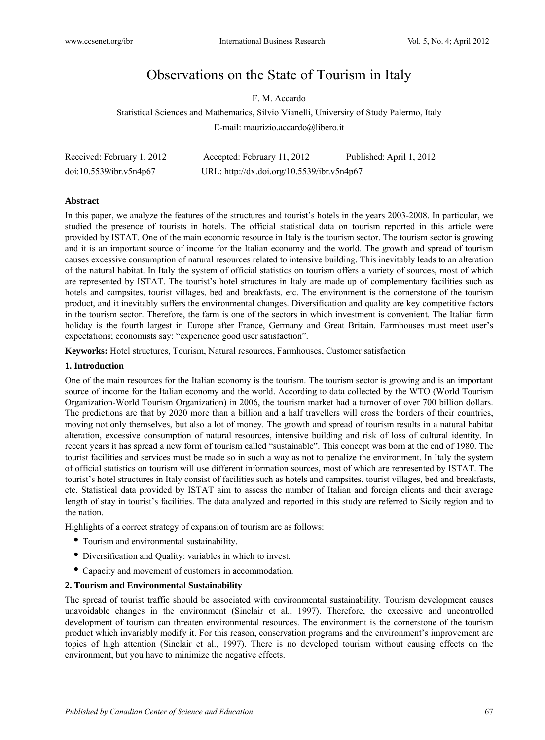# Observations on the State of Tourism in Italy

F. M. Accardo

Statistical Sciences and Mathematics, Silvio Vianelli, University of Study Palermo, Italy

E-mail: maurizio.accardo@libero.it

Received: February 1, 2012 Accepted: February 11, 2012 Published: April 1, 2012

doi:10.5539/ibr.v5n4p67 URL: http://dx.doi.org/10.5539/ibr.v5n4p67

**Abstract**

In this paper, we analyze the features of the structures and tourist's hotels in the years 2003-2008. In particular, we studied the presence of tourists in hotels. The official statistical data on tourism reported in this article were provided by ISTAT. One of the main economic resource in Italy is the tourism sector. The tourism sector is growing and it is an important source of income for the Italian economy and the world. The growth and spread of tourism causes excessive consumption of natural resources related to intensive building. This inevitably leads to an alteration of the natural habitat. In Italy the system of official statistics on tourism offers a variety of sources, most of which are represented by ISTAT. The tourist's hotel structures in Italy are made up of complementary facilities such as hotels and campsites, tourist villages, bed and breakfasts, etc. The environment is the cornerstone of the tourism product, and it inevitably suffers the environmental changes. Diversification and quality are key competitive factors in the tourism sector. Therefore, the farm is one of the sectors in which investment is convenient. The Italian farm holiday is the fourth largest in Europe after France, Germany and Great Britain. Farmhouses must meet user's expectations; economists say: "experience good user satisfaction".

**Keyworks:** Hotel structures, Tourism, Natural resources, Farmhouses, Customer satisfaction

## 1. Introduction

One of the main resources for the Italian economy is the tourism. The tourism sector is growing and is an important source of income for the Italian economy and the world. According to data collected by the WTO (World Tourism Organization-World Tourism Organization) in 2006, the tourism market had a turnover of over 700 billion dollars. The predictions are that by 2020 more than a billion and a half travellers will cross the borders of their countries, moving not only themselves, but also a lot of money. The growth and spread of tourism results in a natural habitat alteration, excessive consumption of natural resources, intensive building and risk of loss of cultural identity. In recent years it has spread a new form of tourism called "sustainable". This concept was born at the end of 1980. The tourist facilities and services must be made so in such a way as not to penalize the environment. In Italy the system of official statistics on tourism will use different information sources, most of which are represented by ISTAT. The tourist's hotel structures in Italy consist of facilities such as hotels and campsites, tourist villages, bed and breakfasts, etc. Statistical data provided by ISTAT aim to assess the number of Italian and foreign clients and their average length of stay in tourist's facilities. The data analyzed and reported in this study are referred to Sicily region and to the nation.

Highlights of a correct strategy of expansion of tourism are as follows:

- Tourism and environmental sustainability.
- Diversification and Quality: variables in which to invest.
- Capacity and movement of customers in accommodation.

## 2. Tourism and Environmental Sustainability

The spread of tourist traffic should be associated with environmental sustainability. Tourism development causes unavoidable changes in the environment (Sinclair et al., 1997). Therefore, the excessive and uncontrolled development of tourism can threaten environmental resources. The environment is the cornerstone of the tourism product which invariably modify it. For this reason, conservation programs and the environment's improvement are topics of high attention (Sinclair et al., 1997). There is no developed tourism without causing effects on the environment, but you have to minimize the negative effects.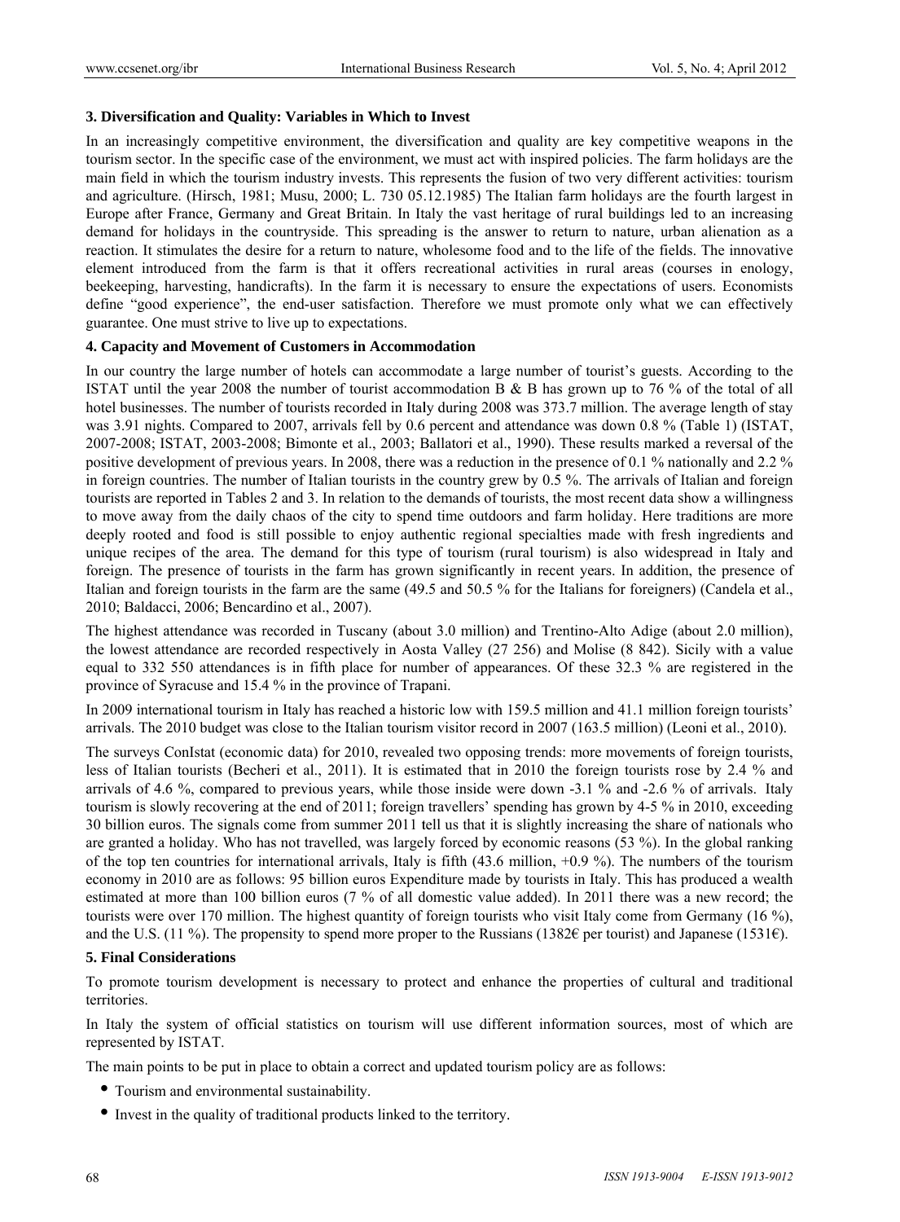### 3. Diversification and Quality: Variables in Which to Invest

In an increasingly competitive environment, the diversification and quality are key competitive weapons in the tourism sector. In the specific case of the environment, we must act with inspired policies. The farm holidays are the main field in which the tourism industry invests. This represents the fusion of two very different activities: tourism and agriculture. (Hirsch, 1981; Musu, 2000; L. 730 05.12.1985) The Italian farm holidays are the fourth largest in Europe after France, Germany and Great Britain. In Italy the vast heritage of rural buildings led to an increasing demand for holidays in the countryside. This spreading is the answer to return to nature, urban alienation as a reaction. It stimulates the desire for a return to nature, wholesome food and to the life of the fields. The innovative element introduced from the farm is that it offers recreational activities in rural areas (courses in enology, beekeeping, harvesting, handicrafts). In the farm it is necessary to ensure the expectations of users. Economists define "good experience", the end-user satisfaction. Therefore we must promote only what we can effectively guarantee. One must strive to live up to expectations.

### 4. Capacity and Movement of Customers in Accommodation

In our country the large number of hotels can accommodate a large number of tourist's guests. According to the ISTAT until the year 2008 the number of tourist accommodation B & B has grown up to 76 % of the total of all hotel businesses. The number of tourists recorded in Italy during 2008 was 373.7 million. The average length of stay was 3.91 nights. Compared to 2007, arrivals fell by 0.6 percent and attendance was down 0.8 % (Table 1) (ISTAT, 2007-2008; ISTAT, 2003-2008; Bimonte et al., 2003; Ballatori et al., 1990). These results marked a reversal of the positive development of previous years. In 2008, there was a reduction in the presence of 0.1 % nationally and 2.2 % in foreign countries. The number of Italian tourists in the country grew by 0.5 %. The arrivals of Italian and foreign tourists are reported in Tables 2 and 3. In relation to the demands of tourists, the most recent data show a willingness to move away from the daily chaos of the city to spend time outdoors and farm holiday. Here traditions are more deeply rooted and food is still possible to enjoy authentic regional specialties made with fresh ingredients and unique recipes of the area. The demand for this type of tourism (rural tourism) is also widespread in Italy and foreign. The presence of tourists in the farm has grown significantly in recent years. In addition, the presence of Italian and foreign tourists in the farm are the same (49.5 and 50.5 % for the Italians for foreigners) (Candela et al., 2010; Baldacci, 2006; Bencardino et al., 2007).

The highest attendance was recorded in Tuscany (about 3.0 million) and Trentino-Alto Adige (about 2.0 million), the lowest attendance are recorded respectively in Aosta Valley (27 256) and Molise (8 842). Sicily with a value equal to 332 550 attendances is in fifth place for number of appearances. Of these 32.3 % are registered in the province of Syracuse and 15.4 % in the province of Trapani.

In 2009 international tourism in Italy has reached a historic low with 159.5 million and 41.1 million foreign tourists' arrivals. The 2010 budget was close to the Italian tourism visitor record in 2007 (163.5 million) (Leoni et al., 2010).

The surveys ConIstat (economic data) for 2010, revealed two opposing trends: more movements of foreign tourists, less of Italian tourists (Becheri et al., 2011). It is estimated that in 2010 the foreign tourists rose by 2.4 % and arrivals of 4.6 %, compared to previous years, while those inside were down -3.1 % and -2.6 % of arrivals. Italy tourism is slowly recovering at the end of 2011; foreign travellers' spending has grown by 4-5 % in 2010, exceeding 30 billion euros. The signals come from summer 2011 tell us that it is slightly increasing the share of nationals who are granted a holiday. Who has not travelled, was largely forced by economic reasons (53 %). In the global ranking of the top ten countries for international arrivals, Italy is fifth (43.6 million, +0.9 %). The numbers of the tourism economy in 2010 are as follows: 95 billion euros Expenditure made by tourists in Italy. This has produced a wealth estimated at more than 100 billion euros (7 % of all domestic value added). In 2011 there was a new record; the tourists were over 170 million. The highest quantity of foreign tourists who visit Italy come from Germany (16 %), and the U.S. (11 %). The propensity to spend more proper to the Russians (1382€ per tourist) and Japanese (1531€).

### 5. Final Considerations

To promote tourism development is necessary to protect and enhance the properties of cultural and traditional territories.

In Italy the system of official statistics on tourism will use different information sources, most of which are represented by ISTAT.

The main points to be put in place to obtain a correct and updated tourism policy are as follows:

- Tourism and environmental sustainability.
- Invest in the quality of traditional products linked to the territory.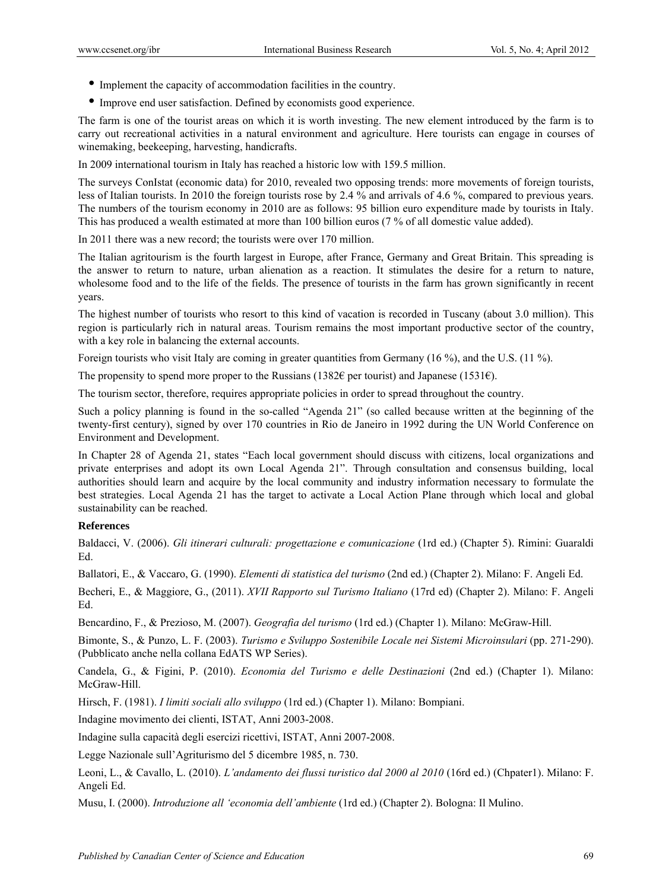- Implement the capacity of accommodation facilities in the country.
- Improve end user satisfaction. Defined by economists good experience.

The farm is one of the tourist areas on which it is worth investing. The new element introduced by the farm is to carry out recreational activities in a natural environment and agriculture. Here tourists can engage in courses of winemaking, beekeeping, harvesting, handicrafts.

In 2009 international tourism in Italy has reached a historic low with 159.5 million.

The surveys ConIstat (economic data) for 2010, revealed two opposing trends: more movements of foreign tourists, less of Italian tourists. In 2010 the foreign tourists rose by 2.4 % and arrivals of 4.6 %, compared to previous years. The numbers of the tourism economy in 2010 are as follows: 95 billion euro expenditure made by tourists in Italy. This has produced a wealth estimated at more than 100 billion euros (7 % of all domestic value added).

In 2011 there was a new record; the tourists were over 170 million.

The Italian agritourism is the fourth largest in Europe, after France, Germany and Great Britain. This spreading is the answer to return to nature, urban alienation as a reaction. It stimulates the desire for a return to nature, wholesome food and to the life of the fields. The presence of tourists in the farm has grown significantly in recent years.

The highest number of tourists who resort to this kind of vacation is recorded in Tuscany (about 3.0 million). This region is particularly rich in natural areas. Tourism remains the most important productive sector of the country, with a key role in balancing the external accounts.

Foreign tourists who visit Italy are coming in greater quantities from Germany (16 %), and the U.S. (11 %).

The propensity to spend more proper to the Russians (1382€ per tourist) and Japanese (1531€).

The tourism sector, therefore, requires appropriate policies in order to spread throughout the country.

Such a policy planning is found in the so-called "Agenda 21" (so called because written at the beginning of the twenty-first century), signed by over 170 countries in Rio de Janeiro in 1992 during the UN World Conference on Environment and Development.

In Chapter 28 of Agenda 21, states "Each local government should discuss with citizens, local organizations and private enterprises and adopt its own Local Agenda 21". Through consultation and consensus building, local authorities should learn and acquire by the local community and industry information necessary to formulate the best strategies. Local Agenda 21 has the target to activate a Local Action Plane through which local and global sustainability can be reached.

**References**

Baldacci, V. (2006). *Gli itinerari culturali: progettazione e comunicazione* (1rd ed.) (Chapter 5). Rimini: Guaraldi Ed.

Ballatori, E., & Vaccaro, G. (1990). *Elementi di statistica del turismo* (2nd ed.) (Chapter 2). Milano: F. Angeli Ed.

Becheri, E., & Maggiore, G., (2011). *XVII Rapporto sul Turismo Italiano* (17rd ed) (Chapter 2). Milano: F. Angeli Ed.

Bencardino, F., & Prezioso, M. (2007). *Geografia del turismo* (1rd ed.) (Chapter 1). Milano: McGraw-Hill.

Bimonte, S., & Punzo, L. F. (2003). *Turismo e Sviluppo Sostenibile Locale nei Sistemi Microinsulari* (pp. 271-290). (Pubblicato anche nella collana EdATS WP Series).

Candela, G., & Figini, P. (2010). *Economia del Turismo e delle Destinazioni* (2nd ed.) (Chapter 1). Milano: McGraw-Hill.

Hirsch, F. (1981). *I limiti sociali allo sviluppo* (1rd ed.) (Chapter 1). Milano: Bompiani.

Indagine movimento dei clienti, ISTAT, Anni 2003-2008.

Indagine sulla capacità degli esercizi ricettivi, ISTAT, Anni 2007-2008.

Legge Nazionale sull'Agriturismo del 5 dicembre 1985, n. 730.

Leoni, L., & Cavallo, L. (2010). *L'andamento dei flussi turistico dal 2000 al 2010* (16rd ed.) (Chpater1). Milano: F. Angeli Ed.

Musu, I. (2000). *Introduzione all 'economia dell'ambiente* (1rd ed.) (Chapter 2). Bologna: Il Mulino.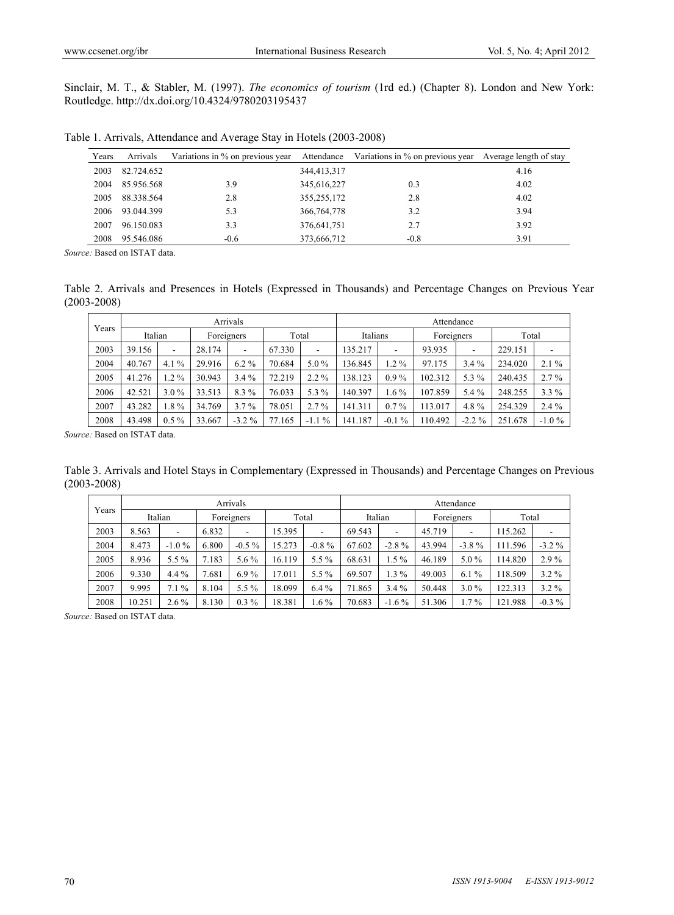Sinclair, M. T., & Stabler, M. (1997). *The economics of tourism* (1rd ed.) (Chapter 8). London and New York: Routledge. http://dx.doi.org/10.4324/9780203195437

Table 1. Arrivals, Attendance and Average Stay in Hotels (2003-2008)

| Years | Arrivals | Variations in % on previous year | Attendance | Variations in % on previous year | Average length of stay |
|---|---|---|---|---|---|
| 2003 | 82.724.652 | | 344,413,317 | | 4.16 |
| 2004 | 85.956.568 | 3.9 | 345,616,227 | 0.3 | 4.02 |
| 2005 | 88.338.564 | 2.8 | 355,255,172 | 2.8 | 4.02 |
| 2006 | 93.044.399 | 5.3 | 366,764,778 | 3.2 | 3.94 |
| 2007 | 96.150.083 | 3.3 | 376,641,751 | 2.7 | 3.92 |
| 2008 | 95.546.086 | -0.6 | 373,666,712 | -0.8 | 3.91 |

*Source:* Based on ISTAT data.

Table 2. Arrivals and Presences in Hotels (Expressed in Thousands) and Percentage Changes on Previous Year (2003-2008)

| Years | Arrivals | | | | | | Attendance | | | | | |
|---|---|---|---|---|---|---|---|---|---|---|---|---|
| | Italian | | Foreigners | | Total | | Italians | | Foreigners | | Total | |
| 2003 | 39.156 | - | 28.174 | - | 67.330 | - | 135.217 | - | 93.935 | - | 229.151 | - |
| 2004 | 40.767 | 4.1 % | 29.916 | 6.2 % | 70.684 | 5.0 % | 136.845 | 1.2 % | 97.175 | 3.4 % | 234.020 | 2.1 % |
| 2005 | 41.276 | 1.2 % | 30.943 | 3.4 % | 72.219 | 2.2 % | 138.123 | 0.9 % | 102.312 | 5.3 % | 240.435 | 2.7 % |
| 2006 | 42.521 | 3.0 % | 33.513 | 8.3 % | 76.033 | 5.3 % | 140.397 | 1.6 % | 107.859 | 5.4 % | 248.255 | 3.3 % |
| 2007 | 43.282 | 1.8 % | 34.769 | 3.7 % | 78.051 | 2.7 % | 141.311 | 0.7 % | 113.017 | 4.8 % | 254.329 | 2.4 % |
| 2008 | 43.498 | 0.5 % | 33.667 | -3.2 % | 77.165 | -1.1 % | 141.187 | -0.1 % | 110.492 | -2.2 % | 251.678 | -1.0 % |

*Source:* Based on ISTAT data.

Table 3. Arrivals and Hotel Stays in Complementary (Expressed in Thousands) and Percentage Changes on Previous (2003-2008)

| Years | Arrivals | | | | | | Attendance | | | | | |
|---|---|---|---|---|---|---|---|---|---|---|---|---|
| | Italian | | Foreigners | | Total | | Italian | | Foreigners | | Total | |
| 2003 | 8.563 | - | 6.832 | - | 15.395 | - | 69.543 | - | 45.719 | - | 115.262 | - |
| 2004 | 8.473 | -1.0 % | 6.800 | -0.5 % | 15.273 | -0.8 % | 67.602 | -2.8 % | 43.994 | -3.8 % | 111.596 | -3.2 % |
| 2005 | 8.936 | 5.5 % | 7.183 | 5.6 % | 16.119 | 5.5 % | 68.631 | 1.5 % | 46.189 | 5.0 % | 114.820 | 2.9 % |
| 2006 | 9.330 | 4.4 % | 7.681 | 6.9 % | 17.011 | 5.5 % | 69.507 | 1.3 % | 49.003 | 6.1 % | 118.509 | 3.2 % |
| 2007 | 9.995 | 7.1 % | 8.104 | 5.5 % | 18.099 | 6.4 % | 71.865 | 3.4 % | 50.448 | 3.0 % | 122.313 | 3.2 % |
| 2008 | 10.251 | 2.6 % | 8.130 | 0.3 % | 18.381 | 1.6 % | 70.683 | -1.6 % | 51.306 | 1.7 % | 121.988 | -0.3 % |

*Source:* Based on ISTAT data.